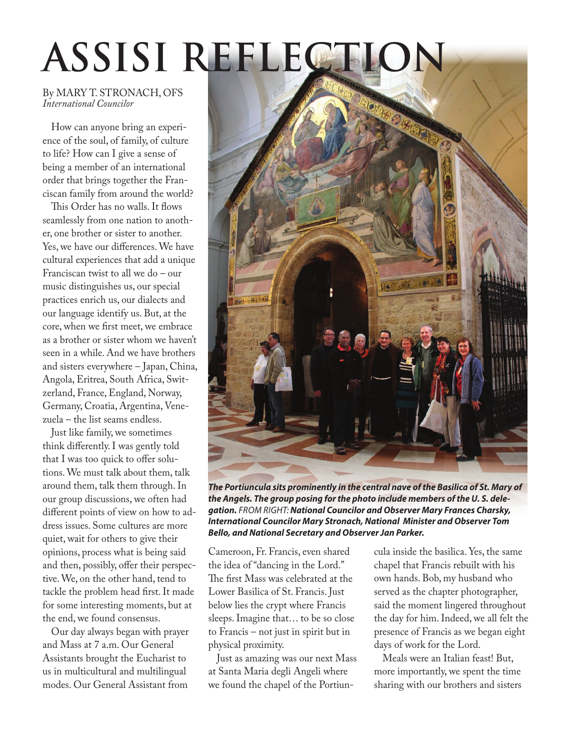# ASSISI REFLECTION

By MARY T. STRONACH, OFS
*International Councilor*

How can anyone bring an experience of the soul, of family, of culture to life? How can I give a sense of being a member of an international order that brings together the Franciscan family from around the world?

This Order has no walls. It flows seamlessly from one nation to another, one brother or sister to another. Yes, we have our differences. We have cultural experiences that add a unique Franciscan twist to all we do – our music distinguishes us, our special practices enrich us, our dialects and our language identify us. But, at the core, when we first meet, we embrace as a brother or sister whom we haven't seen in a while. And we have brothers and sisters everywhere – Japan, China, Angola, Eritrea, South Africa, Switzerland, France, England, Norway, Germany, Croatia, Argentina, Venezuela – the list seams endless.

Just like family, we sometimes think differently. I was gently told that I was too quick to offer solutions. We must talk about them, talk around them, talk them through. In our group discussions, we often had different points of view on how to address issues. Some cultures are more quiet, wait for others to give their opinions, process what is being said and then, possibly, offer their perspective. We, on the other hand, tend to tackle the problem head first. It made for some interesting moments, but at the end, we found consensus.

Our day always began with prayer and Mass at 7 a.m. Our General Assistants brought the Eucharist to us in multicultural and multilingual modes. Our General Assistant from Cameroon, Fr. Francis, even shared the idea of "dancing in the Lord." The first Mass was celebrated at the Lower Basilica of St. Francis. Just below lies the crypt where Francis sleeps. Imagine that… to be so close to Francis – not just in spirit but in physical proximity.

Just as amazing was our next Mass at Santa Maria degli Angeli where we found the chapel of the Portiuncula inside the basilica. Yes, the same chapel that Francis rebuilt with his own hands. Bob, my husband who served as the chapter photographer, said the moment lingered throughout the day for him. Indeed, we all felt the presence of Francis as we began eight days of work for the Lord.

Meals were an Italian feast! But, more importantly, we spent the time sharing with our brothers and sisters

***The Portiuncula sits prominently in the central nave of the Basilica of St. Mary of the Angels. The group posing for the photo include members of the U. S. delegation.*** *FROM RIGHT:* ***National Councilor and Observer Mary Frances Charsky, International Councilor Mary Stronach, National Minister and Observer Tom Bello, and National Secretary and Observer Jan Parker.***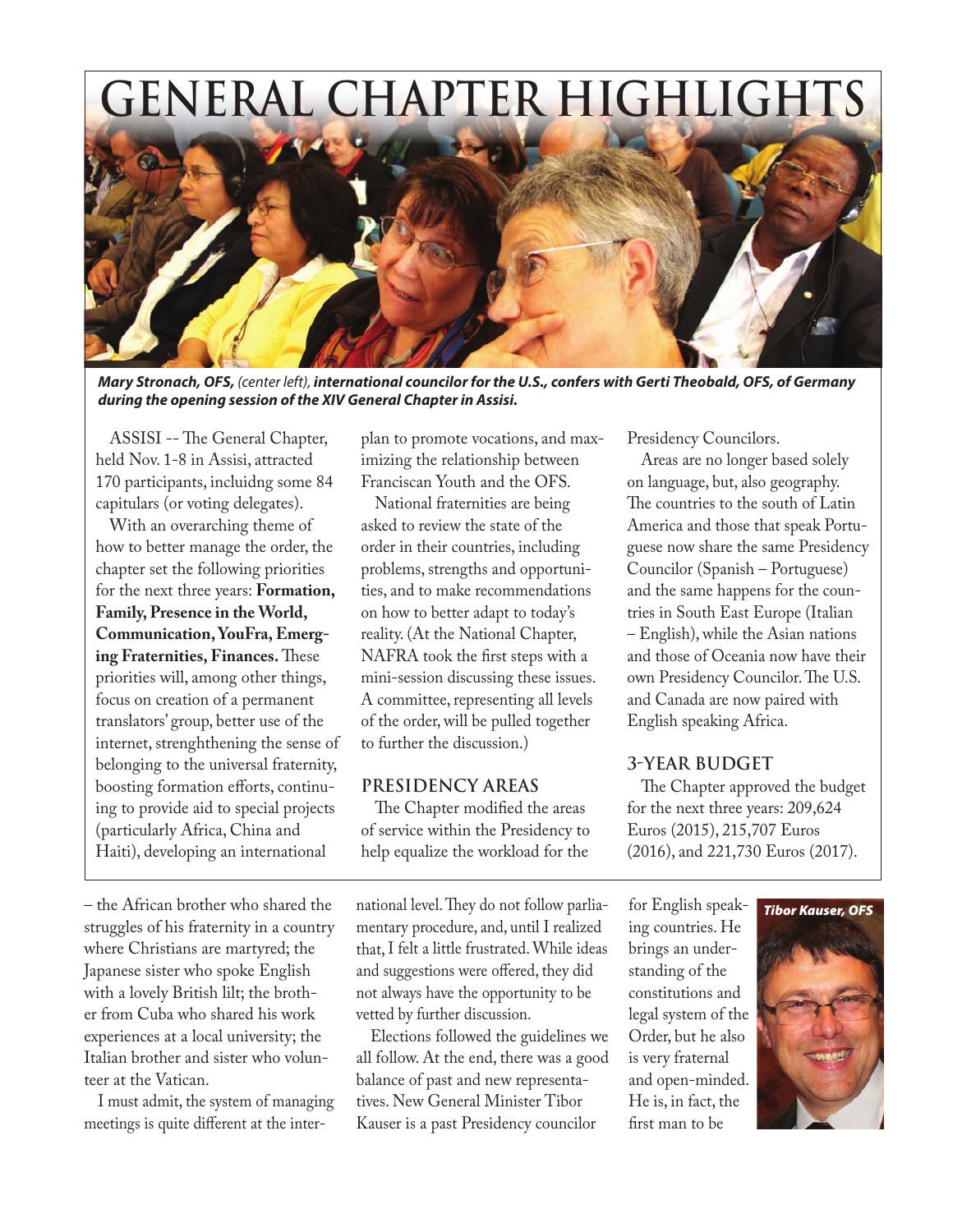# GENERAL CHAPTER HIGHLIGHTS

***Mary Stronach, OFS,** (center left), **international councilor for the U.S., confers with Gerti Theobald, OFS, of Germany during the opening session of the XIV General Chapter in Assisi.***

ASSISI -- The General Chapter, held Nov. 1-8 in Assisi, attracted 170 participants, incluidng some 84 capitulars (or voting delegates).

With an overarching theme of how to better manage the order, the chapter set the following priorities for the next three years: **Formation, Family, Presence in the World, Communication, YouFra, Emerging Fraternities, Finances.** These priorities will, among other things, focus on creation of a permanent translators' group, better use of the internet, strenghthening the sense of belonging to the universal fraternity, boosting formation efforts, continuing to provide aid to special projects (particularly Africa, China and Haiti), developing an international plan to promote vocations, and maximizing the relationship between Franciscan Youth and the OFS.

National fraternities are being asked to review the state of the order in their countries, including problems, strengths and opportunities, and to make recommendations on how to better adapt to today's reality. (At the National Chapter, NAFRA took the first steps with a mini-session discussing these issues. A committee, representing all levels of the order, will be pulled together to further the discussion.)

## PRESIDENCY AREAS

The Chapter modified the areas of service within the Presidency to help equalize the workload for the Presidency Councilors.

Areas are no longer based solely on language, but, also geography. The countries to the south of Latin America and those that speak Portuguese now share the same Presidency Councilor (Spanish – Portuguese) and the same happens for the countries in South East Europe (Italian – English), while the Asian nations and those of Oceania now have their own Presidency Councilor. The U.S. and Canada are now paired with English speaking Africa.

## 3-YEAR BUDGET

The Chapter approved the budget for the next three years: 209,624 Euros (2015), 215,707 Euros (2016), and 221,730 Euros (2017).

– the African brother who shared the struggles of his fraternity in a country where Christians are martyred; the Japanese sister who spoke English with a lovely British lilt; the brother from Cuba who shared his work experiences at a local university; the Italian brother and sister who volunteer at the Vatican.

I must admit, the system of managing meetings is quite different at the international level. They do not follow parliamentary procedure, and, until I realized that, I felt a little frustrated. While ideas and suggestions were offered, they did not always have the opportunity to be vetted by further discussion.

Elections followed the guidelines we all follow. At the end, there was a good balance of past and new representatives. New General Minister Tibor Kauser is a past Presidency councilor for English speaking countries. He brings an understanding of the constitutions and legal system of the Order, but he also is very fraternal and open-minded. He is, in fact, the first man to be

***Tibor Kauser, OFS***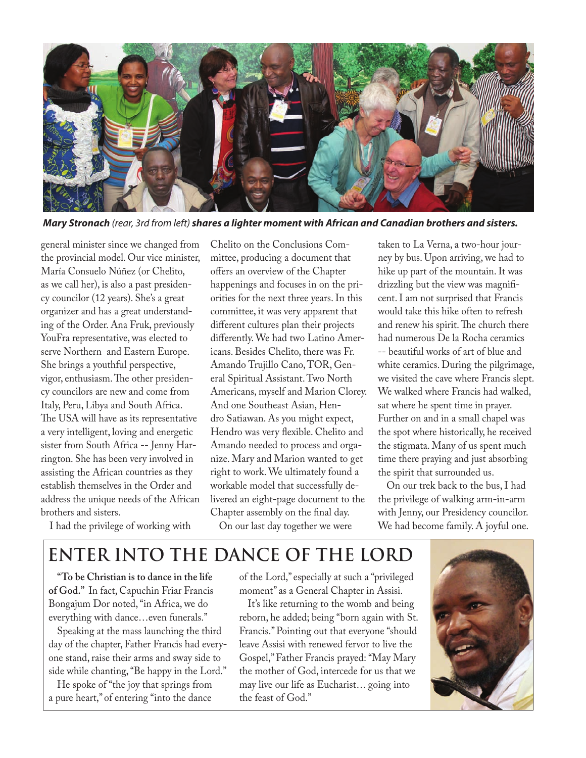***Mary Stronach** (rear, 3rd from left)* ***shares a lighter moment with African and Canadian brothers and sisters.***

general minister since we changed from the provincial model. Our vice minister, María Consuelo Núñez (or Chelito, as we call her), is also a past presidency councilor (12 years). She's a great organizer and has a great understanding of the Order. Ana Fruk, previously YouFra representative, was elected to serve Northern and Eastern Europe. She brings a youthful perspective, vigor, enthusiasm. The other presidency councilors are new and come from Italy, Peru, Libya and South Africa. The USA will have as its representative a very intelligent, loving and energetic sister from South Africa -- Jenny Harrington. She has been very involved in assisting the African countries as they establish themselves in the Order and address the unique needs of the African brothers and sisters.

I had the privilege of working with Chelito on the Conclusions Committee, producing a document that offers an overview of the Chapter happenings and focuses in on the priorities for the next three years. In this committee, it was very apparent that different cultures plan their projects differently. We had two Latino Americans. Besides Chelito, there was Fr. Amando Trujillo Cano, TOR, General Spiritual Assistant. Two North Americans, myself and Marion Clorey. And one Southeast Asian, Hendro Satiawan. As you might expect, Hendro was very flexible. Chelito and Amando needed to process and organize. Mary and Marion wanted to get right to work. We ultimately found a workable model that successfully delivered an eight-page document to the Chapter assembly on the final day.

On our last day together we were taken to La Verna, a two-hour journey by bus. Upon arriving, we had to hike up part of the mountain. It was drizzling but the view was magnificent. I am not surprised that Francis would take this hike often to refresh and renew his spirit. The church there had numerous De la Rocha ceramics -- beautiful works of art of blue and white ceramics. During the pilgrimage, we visited the cave where Francis slept. We walked where Francis had walked, sat where he spent time in prayer. Further on and in a small chapel was the spot where historically, he received the stigmata. Many of us spent much time there praying and just absorbing the spirit that surrounded us.

On our trek back to the bus, I had the privilege of walking arm-in-arm with Jenny, our Presidency councilor. We had become family. A joyful one.

## ENTER INTO THE DANCE OF THE LORD

**"To be Christian is to dance in the life of God."** In fact, Capuchin Friar Francis Bongajum Dor noted, "in Africa, we do everything with dance…even funerals."

Speaking at the mass launching the third day of the chapter, Father Francis had everyone stand, raise their arms and sway side to side while chanting, "Be happy in the Lord."

He spoke of "the joy that springs from a pure heart," of entering "into the dance of the Lord," especially at such a "privileged moment" as a General Chapter in Assisi.

It's like returning to the womb and being reborn, he added; being "born again with St. Francis." Pointing out that everyone "should leave Assisi with renewed fervor to live the Gospel," Father Francis prayed: "May Mary the mother of God, intercede for us that we may live our life as Eucharist… going into the feast of God."